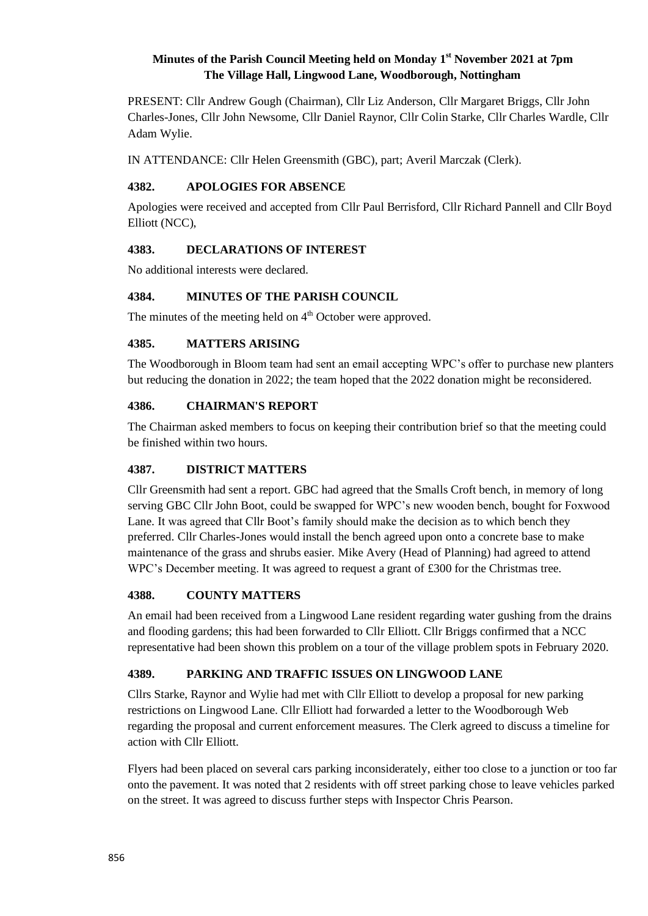# Minutes of the Parish Council Meeting held on Monday 1st November 2021 at 7pm
## The Village Hall, Lingwood Lane, Woodborough, Nottingham

PRESENT: Cllr Andrew Gough (Chairman), Cllr Liz Anderson, Cllr Margaret Briggs, Cllr John Charles-Jones, Cllr John Newsome, Cllr Daniel Raynor, Cllr Colin Starke, Cllr Charles Wardle, Cllr Adam Wylie.

IN ATTENDANCE: Cllr Helen Greensmith (GBC), part; Averil Marczak (Clerk).

### 4382. APOLOGIES FOR ABSENCE

Apologies were received and accepted from Cllr Paul Berrisford, Cllr Richard Pannell and Cllr Boyd Elliott (NCC),

### 4383. DECLARATIONS OF INTEREST

No additional interests were declared.

### 4384. MINUTES OF THE PARISH COUNCIL

The minutes of the meeting held on 4th October were approved.

### 4385. MATTERS ARISING

The Woodborough in Bloom team had sent an email accepting WPC's offer to purchase new planters but reducing the donation in 2022; the team hoped that the 2022 donation might be reconsidered.

### 4386. CHAIRMAN'S REPORT

The Chairman asked members to focus on keeping their contribution brief so that the meeting could be finished within two hours.

### 4387. DISTRICT MATTERS

Cllr Greensmith had sent a report. GBC had agreed that the Smalls Croft bench, in memory of long serving GBC Cllr John Boot, could be swapped for WPC's new wooden bench, bought for Foxwood Lane. It was agreed that Cllr Boot's family should make the decision as to which bench they preferred. Cllr Charles-Jones would install the bench agreed upon onto a concrete base to make maintenance of the grass and shrubs easier. Mike Avery (Head of Planning) had agreed to attend WPC's December meeting. It was agreed to request a grant of £300 for the Christmas tree.

### 4388. COUNTY MATTERS

An email had been received from a Lingwood Lane resident regarding water gushing from the drains and flooding gardens; this had been forwarded to Cllr Elliott. Cllr Briggs confirmed that a NCC representative had been shown this problem on a tour of the village problem spots in February 2020.

### 4389. PARKING AND TRAFFIC ISSUES ON LINGWOOD LANE

Cllrs Starke, Raynor and Wylie had met with Cllr Elliott to develop a proposal for new parking restrictions on Lingwood Lane. Cllr Elliott had forwarded a letter to the Woodborough Web regarding the proposal and current enforcement measures. The Clerk agreed to discuss a timeline for action with Cllr Elliott.

Flyers had been placed on several cars parking inconsiderately, either too close to a junction or too far onto the pavement. It was noted that 2 residents with off street parking chose to leave vehicles parked on the street. It was agreed to discuss further steps with Inspector Chris Pearson.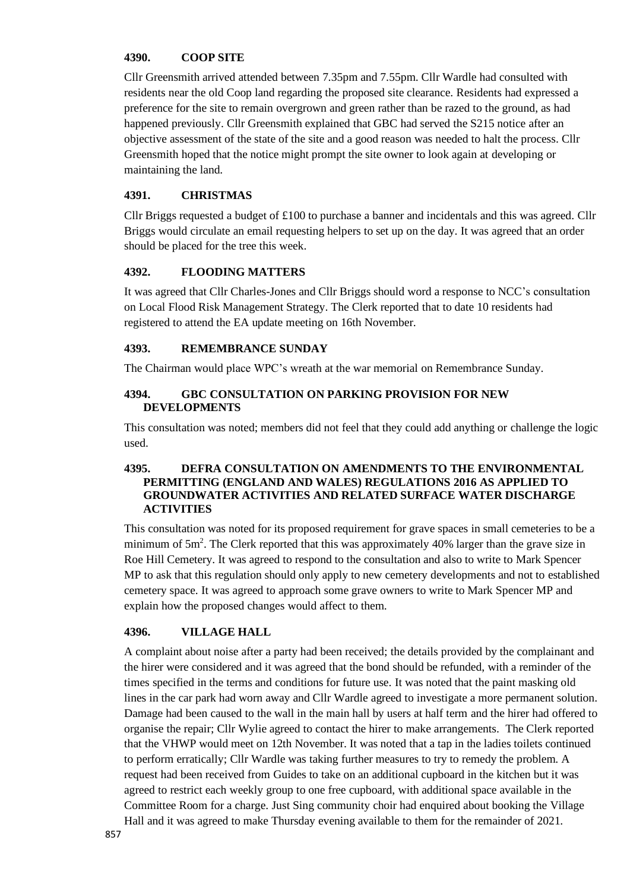### 4390. COOP SITE

Cllr Greensmith arrived attended between 7.35pm and 7.55pm. Cllr Wardle had consulted with residents near the old Coop land regarding the proposed site clearance. Residents had expressed a preference for the site to remain overgrown and green rather than be razed to the ground, as had happened previously. Cllr Greensmith explained that GBC had served the S215 notice after an objective assessment of the state of the site and a good reason was needed to halt the process. Cllr Greensmith hoped that the notice might prompt the site owner to look again at developing or maintaining the land.

### 4391. CHRISTMAS

Cllr Briggs requested a budget of £100 to purchase a banner and incidentals and this was agreed. Cllr Briggs would circulate an email requesting helpers to set up on the day. It was agreed that an order should be placed for the tree this week.

### 4392. FLOODING MATTERS

It was agreed that Cllr Charles-Jones and Cllr Briggs should word a response to NCC's consultation on Local Flood Risk Management Strategy. The Clerk reported that to date 10 residents had registered to attend the EA update meeting on 16th November.

### 4393. REMEMBRANCE SUNDAY

The Chairman would place WPC's wreath at the war memorial on Remembrance Sunday.

### 4394. GBC CONSULTATION ON PARKING PROVISION FOR NEW DEVELOPMENTS

This consultation was noted; members did not feel that they could add anything or challenge the logic used.

### 4395. DEFRA CONSULTATION ON AMENDMENTS TO THE ENVIRONMENTAL PERMITTING (ENGLAND AND WALES) REGULATIONS 2016 AS APPLIED TO GROUNDWATER ACTIVITIES AND RELATED SURFACE WATER DISCHARGE ACTIVITIES

This consultation was noted for its proposed requirement for grave spaces in small cemeteries to be a minimum of $5m^2$. The Clerk reported that this was approximately 40% larger than the grave size in Roe Hill Cemetery. It was agreed to respond to the consultation and also to write to Mark Spencer MP to ask that this regulation should only apply to new cemetery developments and not to established cemetery space. It was agreed to approach some grave owners to write to Mark Spencer MP and explain how the proposed changes would affect to them.

### 4396. VILLAGE HALL

A complaint about noise after a party had been received; the details provided by the complainant and the hirer were considered and it was agreed that the bond should be refunded, with a reminder of the times specified in the terms and conditions for future use. It was noted that the paint masking old lines in the car park had worn away and Cllr Wardle agreed to investigate a more permanent solution. Damage had been caused to the wall in the main hall by users at half term and the hirer had offered to organise the repair; Cllr Wylie agreed to contact the hirer to make arrangements. The Clerk reported that the VHWP would meet on 12th November. It was noted that a tap in the ladies toilets continued to perform erratically; Cllr Wardle was taking further measures to try to remedy the problem. A request had been received from Guides to take on an additional cupboard in the kitchen but it was agreed to restrict each weekly group to one free cupboard, with additional space available in the Committee Room for a charge. Just Sing community choir had enquired about booking the Village Hall and it was agreed to make Thursday evening available to them for the remainder of 2021.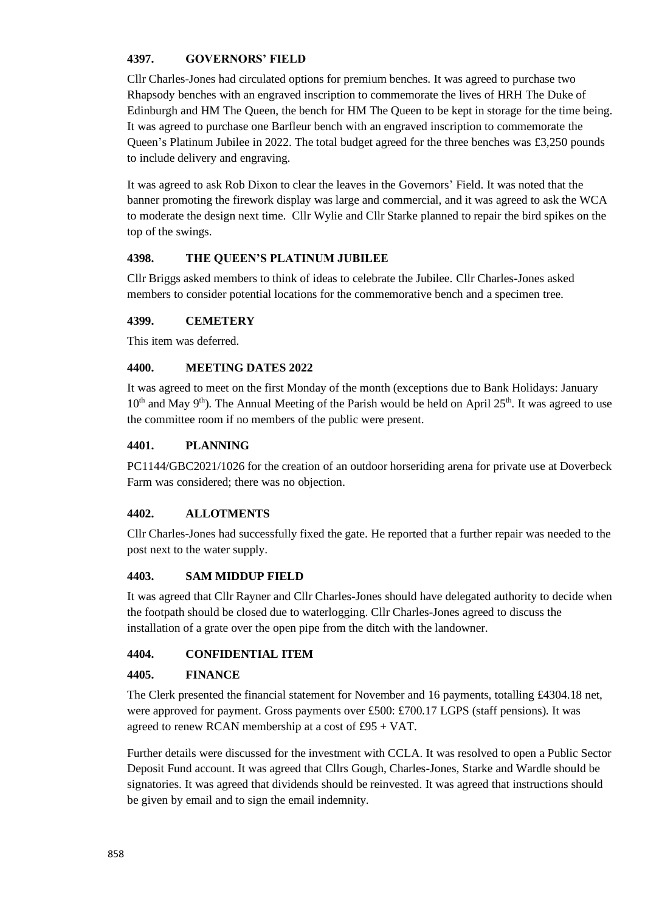### 4397. GOVERNORS' FIELD

Cllr Charles-Jones had circulated options for premium benches. It was agreed to purchase two Rhapsody benches with an engraved inscription to commemorate the lives of HRH The Duke of Edinburgh and HM The Queen, the bench for HM The Queen to be kept in storage for the time being. It was agreed to purchase one Barfleur bench with an engraved inscription to commemorate the Queen's Platinum Jubilee in 2022. The total budget agreed for the three benches was £3,250 pounds to include delivery and engraving.

It was agreed to ask Rob Dixon to clear the leaves in the Governors' Field. It was noted that the banner promoting the firework display was large and commercial, and it was agreed to ask the WCA to moderate the design next time. Cllr Wylie and Cllr Starke planned to repair the bird spikes on the top of the swings.

### 4398. THE QUEEN'S PLATINUM JUBILEE

Cllr Briggs asked members to think of ideas to celebrate the Jubilee. Cllr Charles-Jones asked members to consider potential locations for the commemorative bench and a specimen tree.

### 4399. CEMETERY

This item was deferred.

### 4400. MEETING DATES 2022

It was agreed to meet on the first Monday of the month (exceptions due to Bank Holidays: January 10th and May 9th). The Annual Meeting of the Parish would be held on April 25th. It was agreed to use the committee room if no members of the public were present.

### 4401. PLANNING

PC1144/GBC2021/1026 for the creation of an outdoor horseriding arena for private use at Doverbeck Farm was considered; there was no objection.

### 4402. ALLOTMENTS

Cllr Charles-Jones had successfully fixed the gate. He reported that a further repair was needed to the post next to the water supply.

### 4403. SAM MIDDUP FIELD

It was agreed that Cllr Rayner and Cllr Charles-Jones should have delegated authority to decide when the footpath should be closed due to waterlogging. Cllr Charles-Jones agreed to discuss the installation of a grate over the open pipe from the ditch with the landowner.

### 4404. CONFIDENTIAL ITEM

### 4405. FINANCE

The Clerk presented the financial statement for November and 16 payments, totalling £4304.18 net, were approved for payment. Gross payments over £500: £700.17 LGPS (staff pensions). It was agreed to renew RCAN membership at a cost of £95 + VAT.

Further details were discussed for the investment with CCLA. It was resolved to open a Public Sector Deposit Fund account. It was agreed that Cllrs Gough, Charles-Jones, Starke and Wardle should be signatories. It was agreed that dividends should be reinvested. It was agreed that instructions should be given by email and to sign the email indemnity.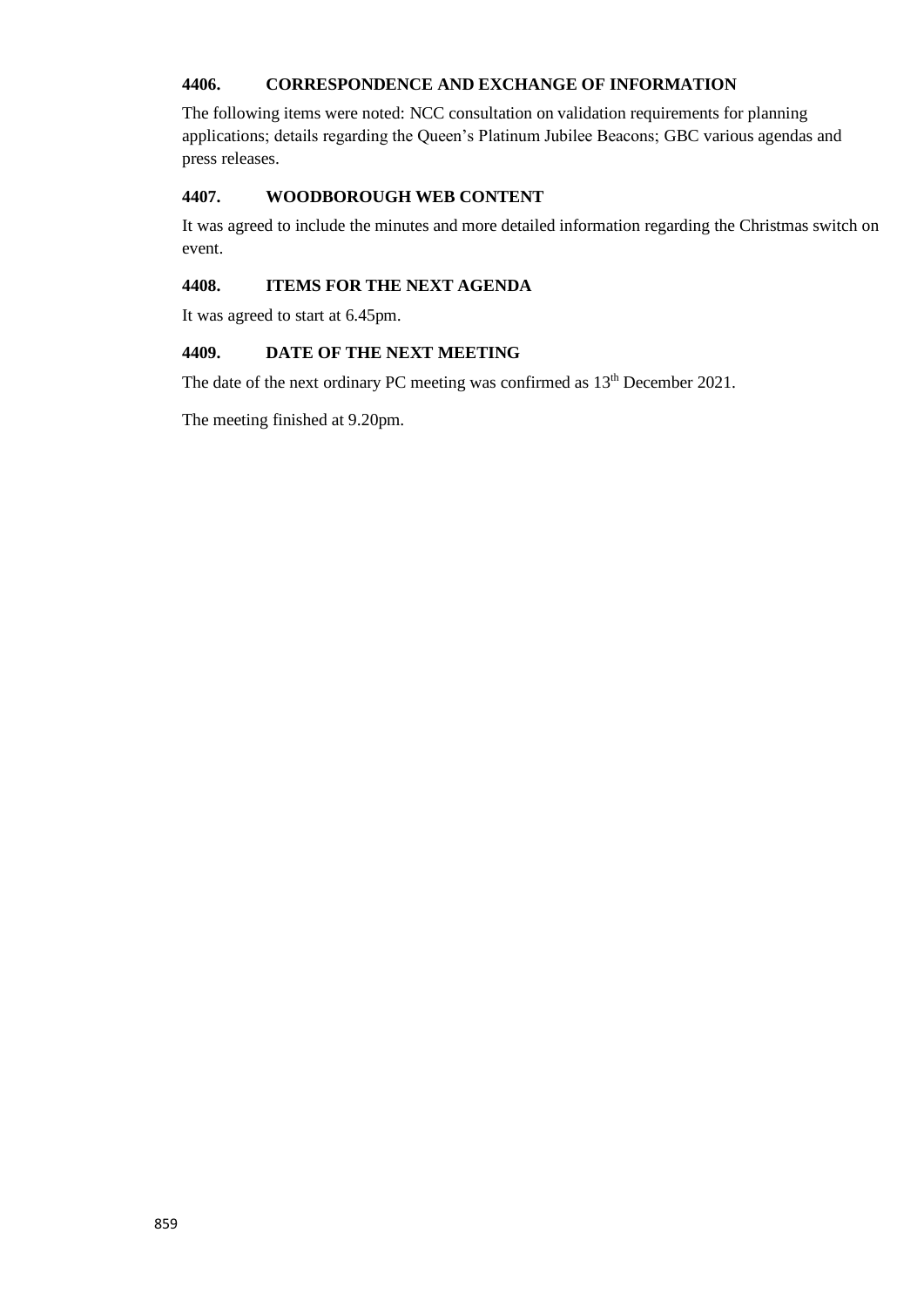### 4406. CORRESPONDENCE AND EXCHANGE OF INFORMATION

The following items were noted: NCC consultation on validation requirements for planning applications; details regarding the Queen's Platinum Jubilee Beacons; GBC various agendas and press releases.

### 4407. WOODBOROUGH WEB CONTENT

It was agreed to include the minutes and more detailed information regarding the Christmas switch on event.

### 4408. ITEMS FOR THE NEXT AGENDA

It was agreed to start at 6.45pm.

### 4409. DATE OF THE NEXT MEETING

The date of the next ordinary PC meeting was confirmed as 13th December 2021.

The meeting finished at 9.20pm.